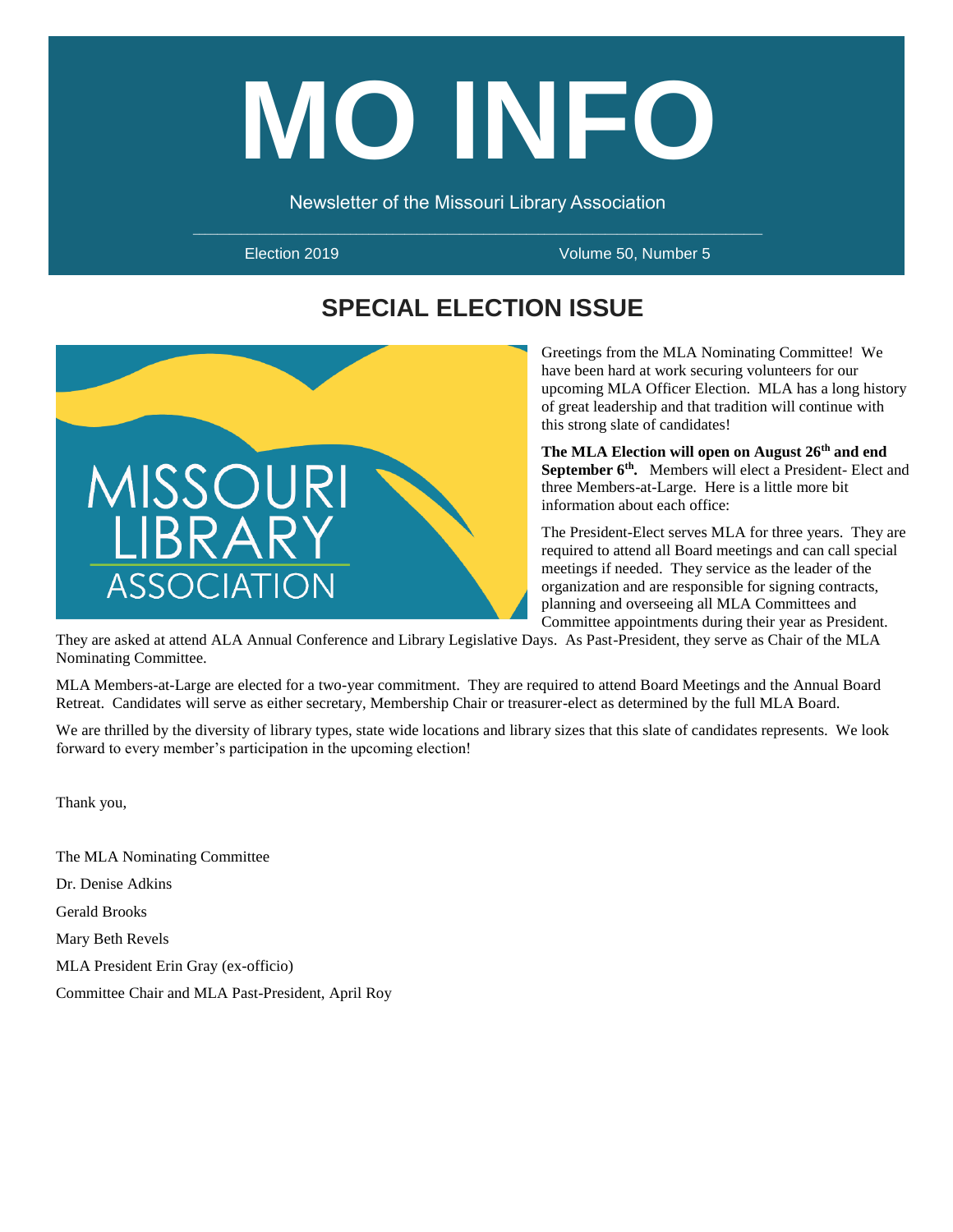# MO INFO

Newsletter of the Missouri Library Association

Election 2019 Volume 50, Number 5

## SPECIAL ELECTION ISSUE

Greetings from the MLA Nominating Committee! We have been hard at work securing volunteers for our upcoming MLA Officer Election. MLA has a long history of great leadership and that tradition will continue with this strong slate of candidates!

**The MLA Election will open on August 26th and end September 6th.** Members will elect a President- Elect and three Members-at-Large. Here is a little more bit information about each office:

The President-Elect serves MLA for three years. They are required to attend all Board meetings and can call special meetings if needed. They service as the leader of the organization and are responsible for signing contracts, planning and overseeing all MLA Committees and Committee appointments during their year as President. They are asked at attend ALA Annual Conference and Library Legislative Days. As Past-President, they serve as Chair of the MLA Nominating Committee.

MLA Members-at-Large are elected for a two-year commitment. They are required to attend Board Meetings and the Annual Board Retreat. Candidates will serve as either secretary, Membership Chair or treasurer-elect as determined by the full MLA Board.

We are thrilled by the diversity of library types, state wide locations and library sizes that this slate of candidates represents. We look forward to every member's participation in the upcoming election!

Thank you,

The MLA Nominating Committee

Dr. Denise Adkins

Gerald Brooks

Mary Beth Revels

MLA President Erin Gray (ex-officio)

Committee Chair and MLA Past-President, April Roy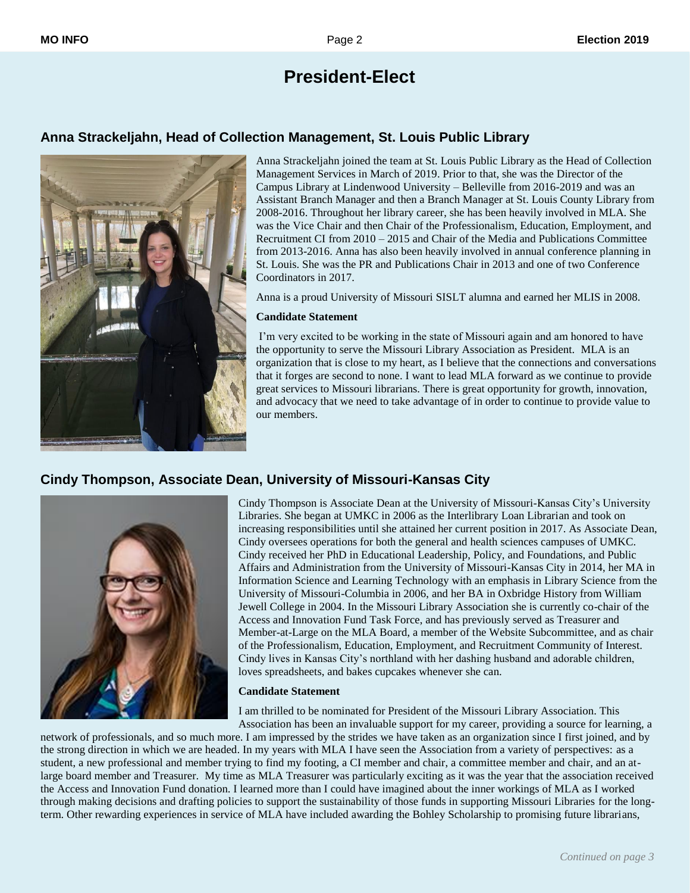# President-Elect

## Anna Strackeljahn, Head of Collection Management, St. Louis Public Library

Anna Strackeljahn joined the team at St. Louis Public Library as the Head of Collection Management Services in March of 2019. Prior to that, she was the Director of the Campus Library at Lindenwood University – Belleville from 2016-2019 and was an Assistant Branch Manager and then a Branch Manager at St. Louis County Library from 2008-2016. Throughout her library career, she has been heavily involved in MLA. She was the Vice Chair and then Chair of the Professionalism, Education, Employment, and Recruitment CI from 2010 – 2015 and Chair of the Media and Publications Committee from 2013-2016. Anna has also been heavily involved in annual conference planning in St. Louis. She was the PR and Publications Chair in 2013 and one of two Conference Coordinators in 2017.

Anna is a proud University of Missouri SISLT alumna and earned her MLIS in 2008.

**Candidate Statement**

I'm very excited to be working in the state of Missouri again and am honored to have the opportunity to serve the Missouri Library Association as President. MLA is an organization that is close to my heart, as I believe that the connections and conversations that it forges are second to none. I want to lead MLA forward as we continue to provide great services to Missouri librarians. There is great opportunity for growth, innovation, and advocacy that we need to take advantage of in order to continue to provide value to our members.

## Cindy Thompson, Associate Dean, University of Missouri-Kansas City

Cindy Thompson is Associate Dean at the University of Missouri-Kansas City's University Libraries. She began at UMKC in 2006 as the Interlibrary Loan Librarian and took on increasing responsibilities until she attained her current position in 2017. As Associate Dean, Cindy oversees operations for both the general and health sciences campuses of UMKC. Cindy received her PhD in Educational Leadership, Policy, and Foundations, and Public Affairs and Administration from the University of Missouri-Kansas City in 2014, her MA in Information Science and Learning Technology with an emphasis in Library Science from the University of Missouri-Columbia in 2006, and her BA in Oxbridge History from William Jewell College in 2004. In the Missouri Library Association she is currently co-chair of the Access and Innovation Fund Task Force, and has previously served as Treasurer and Member-at-Large on the MLA Board, a member of the Website Subcommittee, and as chair of the Professionalism, Education, Employment, and Recruitment Community of Interest. Cindy lives in Kansas City's northland with her dashing husband and adorable children, loves spreadsheets, and bakes cupcakes whenever she can.

**Candidate Statement**

I am thrilled to be nominated for President of the Missouri Library Association. This Association has been an invaluable support for my career, providing a source for learning, a network of professionals, and so much more. I am impressed by the strides we have taken as an organization since I first joined, and by the strong direction in which we are headed. In my years with MLA I have seen the Association from a variety of perspectives: as a student, a new professional and member trying to find my footing, a CI member and chair, a committee member and chair, and an at-large board member and Treasurer. My time as MLA Treasurer was particularly exciting as it was the year that the association received the Access and Innovation Fund donation. I learned more than I could have imagined about the inner workings of MLA as I worked through making decisions and drafting policies to support the sustainability of those funds in supporting Missouri Libraries for the long-term. Other rewarding experiences in service of MLA have included awarding the Bohley Scholarship to promising future librarians,

*Continued on page 3*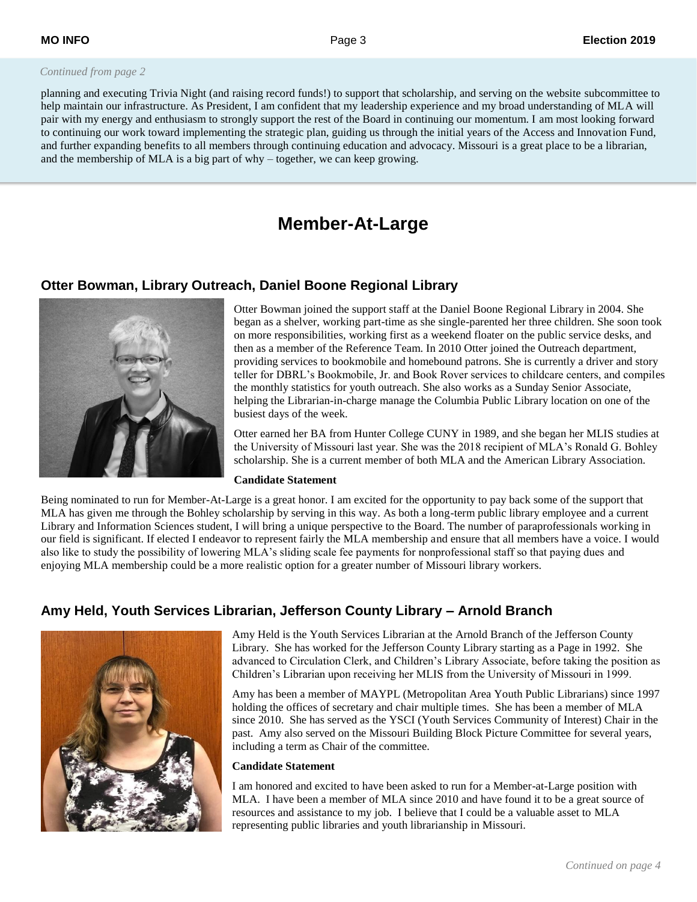*Continued from page 2*

planning and executing Trivia Night (and raising record funds!) to support that scholarship, and serving on the website subcommittee to help maintain our infrastructure. As President, I am confident that my leadership experience and my broad understanding of MLA will pair with my energy and enthusiasm to strongly support the rest of the Board in continuing our momentum. I am most looking forward to continuing our work toward implementing the strategic plan, guiding us through the initial years of the Access and Innovation Fund, and further expanding benefits to all members through continuing education and advocacy. Missouri is a great place to be a librarian, and the membership of MLA is a big part of why – together, we can keep growing.

# Member-At-Large

## Otter Bowman, Library Outreach, Daniel Boone Regional Library

Otter Bowman joined the support staff at the Daniel Boone Regional Library in 2004. She began as a shelver, working part-time as she single-parented her three children. She soon took on more responsibilities, working first as a weekend floater on the public service desks, and then as a member of the Reference Team. In 2010 Otter joined the Outreach department, providing services to bookmobile and homebound patrons. She is currently a driver and story teller for DBRL's Bookmobile, Jr. and Book Rover services to childcare centers, and compiles the monthly statistics for youth outreach. She also works as a Sunday Senior Associate, helping the Librarian-in-charge manage the Columbia Public Library location on one of the busiest days of the week.

Otter earned her BA from Hunter College CUNY in 1989, and she began her MLIS studies at the University of Missouri last year. She was the 2018 recipient of MLA's Ronald G. Bohley scholarship. She is a current member of both MLA and the American Library Association.

**Candidate Statement**

Being nominated to run for Member-At-Large is a great honor. I am excited for the opportunity to pay back some of the support that MLA has given me through the Bohley scholarship by serving in this way. As both a long-term public library employee and a current Library and Information Sciences student, I will bring a unique perspective to the Board. The number of paraprofessionals working in our field is significant. If elected I endeavor to represent fairly the MLA membership and ensure that all members have a voice. I would also like to study the possibility of lowering MLA's sliding scale fee payments for nonprofessional staff so that paying dues and enjoying MLA membership could be a more realistic option for a greater number of Missouri library workers.

## Amy Held, Youth Services Librarian, Jefferson County Library – Arnold Branch

Amy Held is the Youth Services Librarian at the Arnold Branch of the Jefferson County Library. She has worked for the Jefferson County Library starting as a Page in 1992. She advanced to Circulation Clerk, and Children's Library Associate, before taking the position as Children's Librarian upon receiving her MLIS from the University of Missouri in 1999.

Amy has been a member of MAYPL (Metropolitan Area Youth Public Librarians) since 1997 holding the offices of secretary and chair multiple times. She has been a member of MLA since 2010. She has served as the YSCI (Youth Services Community of Interest) Chair in the past. Amy also served on the Missouri Building Block Picture Committee for several years, including a term as Chair of the committee.

**Candidate Statement**

I am honored and excited to have been asked to run for a Member-at-Large position with MLA. I have been a member of MLA since 2010 and have found it to be a great source of resources and assistance to my job. I believe that I could be a valuable asset to MLA representing public libraries and youth librarianship in Missouri.

*Continued on page 4*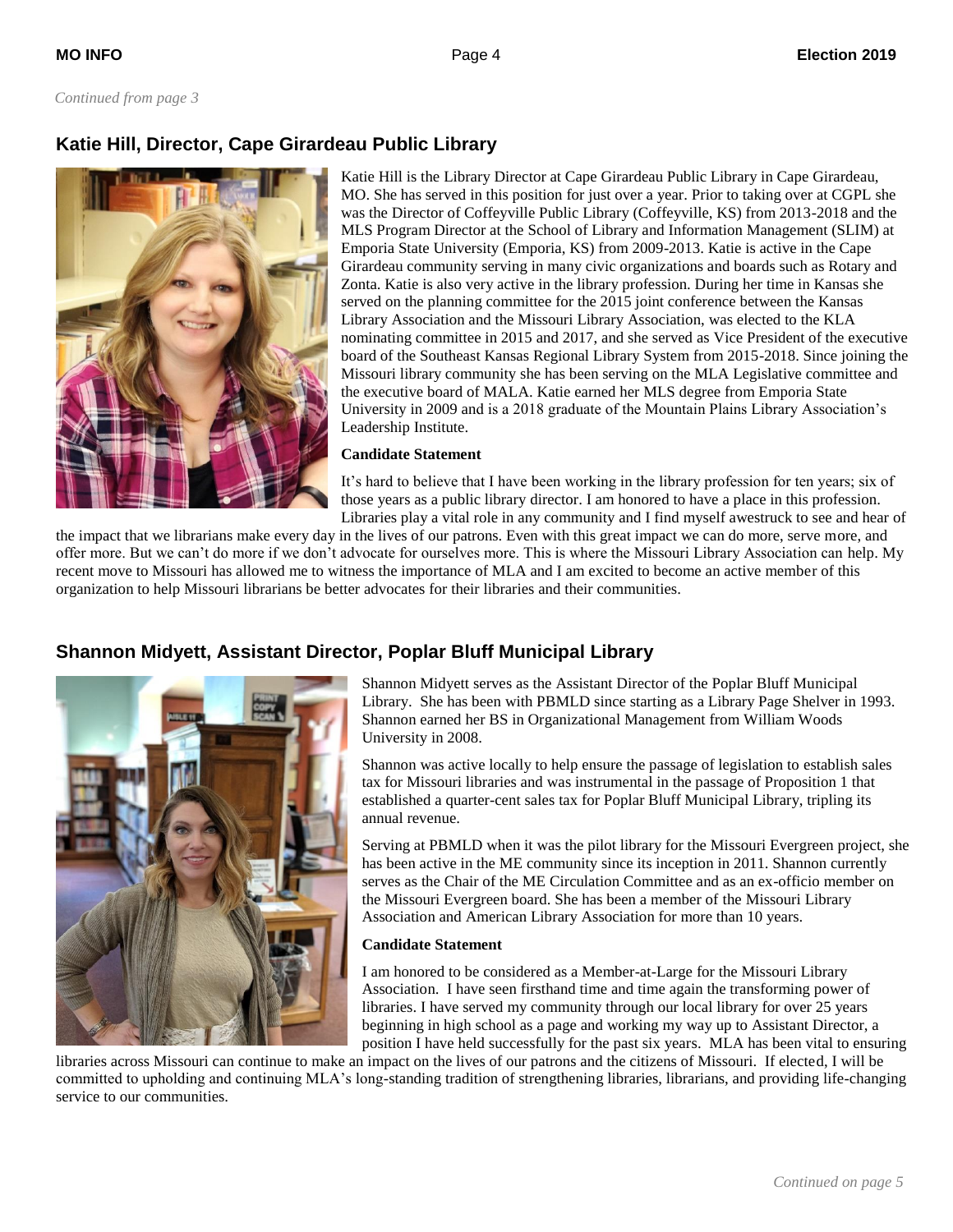*Continued from page 3*

## Katie Hill, Director, Cape Girardeau Public Library

Katie Hill is the Library Director at Cape Girardeau Public Library in Cape Girardeau, MO. She has served in this position for just over a year. Prior to taking over at CGPL she was the Director of Coffeyville Public Library (Coffeyville, KS) from 2013-2018 and the MLS Program Director at the School of Library and Information Management (SLIM) at Emporia State University (Emporia, KS) from 2009-2013. Katie is active in the Cape Girardeau community serving in many civic organizations and boards such as Rotary and Zonta. Katie is also very active in the library profession. During her time in Kansas she served on the planning committee for the 2015 joint conference between the Kansas Library Association and the Missouri Library Association, was elected to the KLA nominating committee in 2015 and 2017, and she served as Vice President of the executive board of the Southeast Kansas Regional Library System from 2015-2018. Since joining the Missouri library community she has been serving on the MLA Legislative committee and the executive board of MALA. Katie earned her MLS degree from Emporia State University in 2009 and is a 2018 graduate of the Mountain Plains Library Association's Leadership Institute.

**Candidate Statement**

It's hard to believe that I have been working in the library profession for ten years; six of those years as a public library director. I am honored to have a place in this profession. Libraries play a vital role in any community and I find myself awestruck to see and hear of the impact that we librarians make every day in the lives of our patrons. Even with this great impact we can do more, serve more, and offer more. But we can't do more if we don't advocate for ourselves more. This is where the Missouri Library Association can help. My recent move to Missouri has allowed me to witness the importance of MLA and I am excited to become an active member of this organization to help Missouri librarians be better advocates for their libraries and their communities.

## Shannon Midyett, Assistant Director, Poplar Bluff Municipal Library

Shannon Midyett serves as the Assistant Director of the Poplar Bluff Municipal Library. She has been with PBMLD since starting as a Library Page Shelver in 1993. Shannon earned her BS in Organizational Management from William Woods University in 2008.

Shannon was active locally to help ensure the passage of legislation to establish sales tax for Missouri libraries and was instrumental in the passage of Proposition 1 that established a quarter-cent sales tax for Poplar Bluff Municipal Library, tripling its annual revenue.

Serving at PBMLD when it was the pilot library for the Missouri Evergreen project, she has been active in the ME community since its inception in 2011. Shannon currently serves as the Chair of the ME Circulation Committee and as an ex-officio member on the Missouri Evergreen board. She has been a member of the Missouri Library Association and American Library Association for more than 10 years.

**Candidate Statement**

I am honored to be considered as a Member-at-Large for the Missouri Library Association. I have seen firsthand time and time again the transforming power of libraries. I have served my community through our local library for over 25 years beginning in high school as a page and working my way up to Assistant Director, a position I have held successfully for the past six years. MLA has been vital to ensuring libraries across Missouri can continue to make an impact on the lives of our patrons and the citizens of Missouri. If elected, I will be committed to upholding and continuing MLA's long-standing tradition of strengthening libraries, librarians, and providing life-changing service to our communities.

*Continued on page 5*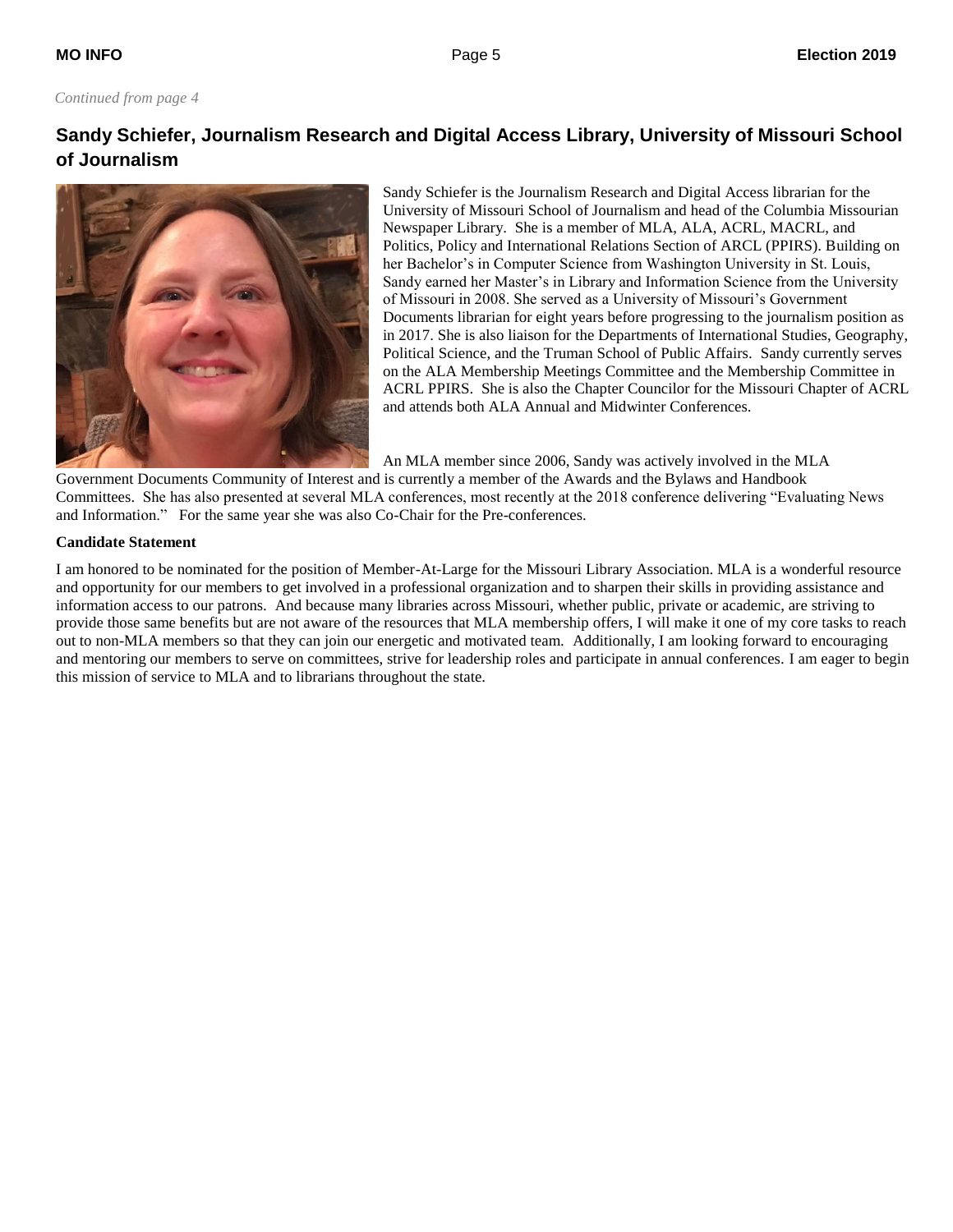*Continued from page 4*

## Sandy Schiefer, Journalism Research and Digital Access Library, University of Missouri School of Journalism

Sandy Schiefer is the Journalism Research and Digital Access librarian for the University of Missouri School of Journalism and head of the Columbia Missourian Newspaper Library. She is a member of MLA, ALA, ACRL, MACRL, and Politics, Policy and International Relations Section of ARCL (PPIRS). Building on her Bachelor's in Computer Science from Washington University in St. Louis, Sandy earned her Master's in Library and Information Science from the University of Missouri in 2008. She served as a University of Missouri's Government Documents librarian for eight years before progressing to the journalism position as in 2017. She is also liaison for the Departments of International Studies, Geography, Political Science, and the Truman School of Public Affairs. Sandy currently serves on the ALA Membership Meetings Committee and the Membership Committee in ACRL PPIRS. She is also the Chapter Councilor for the Missouri Chapter of ACRL and attends both ALA Annual and Midwinter Conferences.

An MLA member since 2006, Sandy was actively involved in the MLA Government Documents Community of Interest and is currently a member of the Awards and the Bylaws and Handbook Committees. She has also presented at several MLA conferences, most recently at the 2018 conference delivering "Evaluating News and Information." For the same year she was also Co-Chair for the Pre-conferences.

**Candidate Statement**

I am honored to be nominated for the position of Member-At-Large for the Missouri Library Association. MLA is a wonderful resource and opportunity for our members to get involved in a professional organization and to sharpen their skills in providing assistance and information access to our patrons. And because many libraries across Missouri, whether public, private or academic, are striving to provide those same benefits but are not aware of the resources that MLA membership offers, I will make it one of my core tasks to reach out to non-MLA members so that they can join our energetic and motivated team. Additionally, I am looking forward to encouraging and mentoring our members to serve on committees, strive for leadership roles and participate in annual conferences. I am eager to begin this mission of service to MLA and to librarians throughout the state.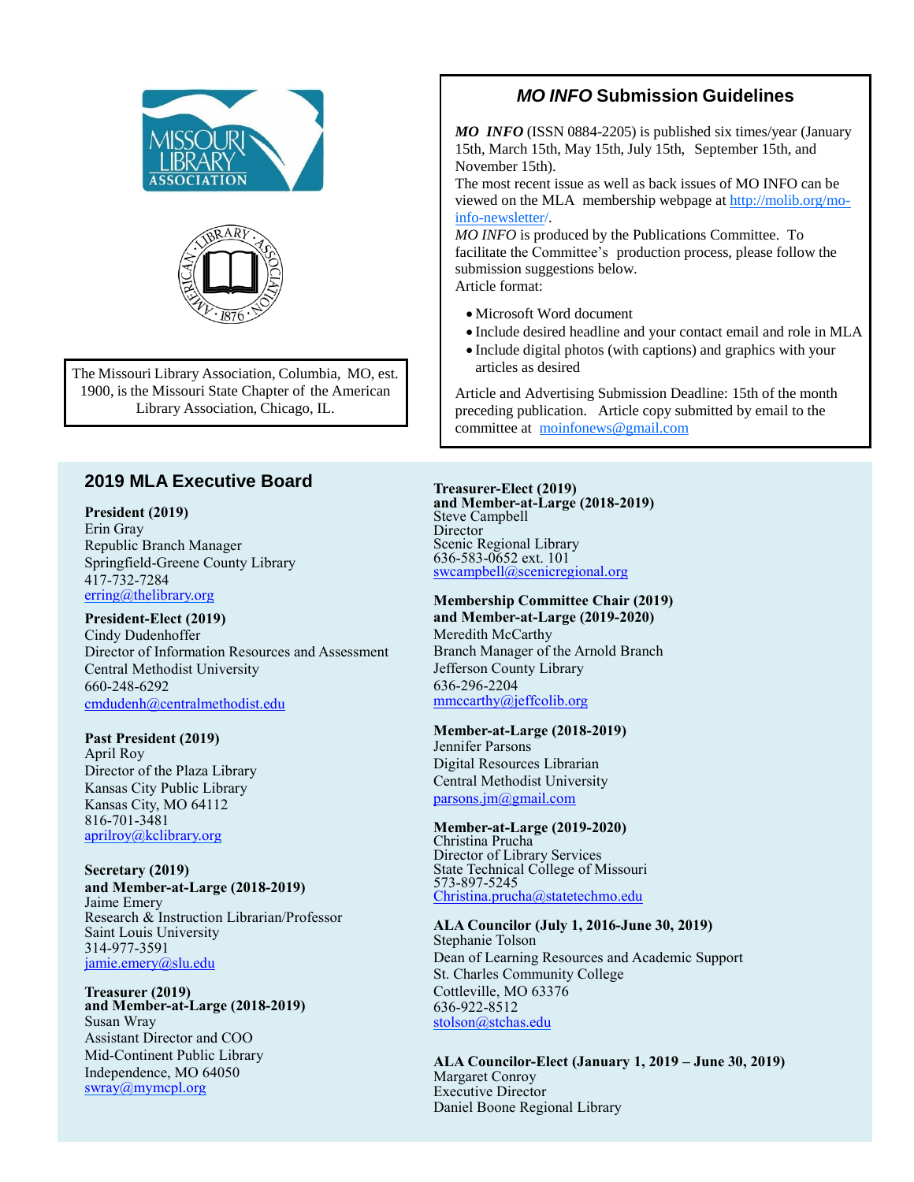The Missouri Library Association, Columbia, MO, est. 1900, is the Missouri State Chapter of the American Library Association, Chicago, IL.

## *MO INFO* Submission Guidelines

***MO INFO*** (ISSN 0884-2205) is published six times/year (January 15th, March 15th, May 15th, July 15th, September 15th, and November 15th).

The most recent issue as well as back issues of MO INFO can be viewed on the MLA membership webpage at http://molib.org/mo-info-newsletter/.

*MO INFO* is produced by the Publications Committee. To facilitate the Committee's production process, please follow the submission suggestions below.

Article format:

- Microsoft Word document
- Include desired headline and your contact email and role in MLA
- Include digital photos (with captions) and graphics with your articles as desired

Article and Advertising Submission Deadline: 15th of the month preceding publication. Article copy submitted by email to the committee at moinfonews@gmail.com

## 2019 MLA Executive Board

**President (2019)**
Erin Gray
Republic Branch Manager
Springfield-Greene County Library
417-732-7284
erring@thelibrary.org

**President-Elect (2019)**
Cindy Dudenhoffer
Director of Information Resources and Assessment
Central Methodist University
660-248-6292
cmdudenh@centralmethodist.edu

**Past President (2019)**
April Roy
Director of the Plaza Library
Kansas City Public Library
Kansas City, MO 64112
816-701-3481
aprilroy@kclibrary.org

**Secretary (2019)**
**and Member-at-Large (2018-2019)**
Jaime Emery
Research & Instruction Librarian/Professor
Saint Louis University
314-977-3591
jamie.emery@slu.edu

**Treasurer (2019)**
**and Member-at-Large (2018-2019)**
Susan Wray
Assistant Director and COO
Mid-Continent Public Library
Independence, MO 64050
swray@mymcpl.org

**Treasurer-Elect (2019)**
**and Member-at-Large (2018-2019)**
Steve Campbell
Director
Scenic Regional Library
636-583-0652 ext. 101
swcampbell@scenicregional.org

**Membership Committee Chair (2019)**
**and Member-at-Large (2019-2020)**
Meredith McCarthy
Branch Manager of the Arnold Branch
Jefferson County Library
636-296-2204
mmccarthy@jeffcolib.org

**Member-at-Large (2018-2019)**
Jennifer Parsons
Digital Resources Librarian
Central Methodist University
parsons.jm@gmail.com

**Member-at-Large (2019-2020)**
Christina Prucha
Director of Library Services
State Technical College of Missouri
573-897-5245
Christina.prucha@statetechmo.edu

**ALA Councilor (July 1, 2016-June 30, 2019)**
Stephanie Tolson
Dean of Learning Resources and Academic Support
St. Charles Community College
Cottleville, MO 63376
636-922-8512
stolson@stchas.edu

**ALA Councilor-Elect (January 1, 2019 – June 30, 2019)**
Margaret Conroy
Executive Director
Daniel Boone Regional Library